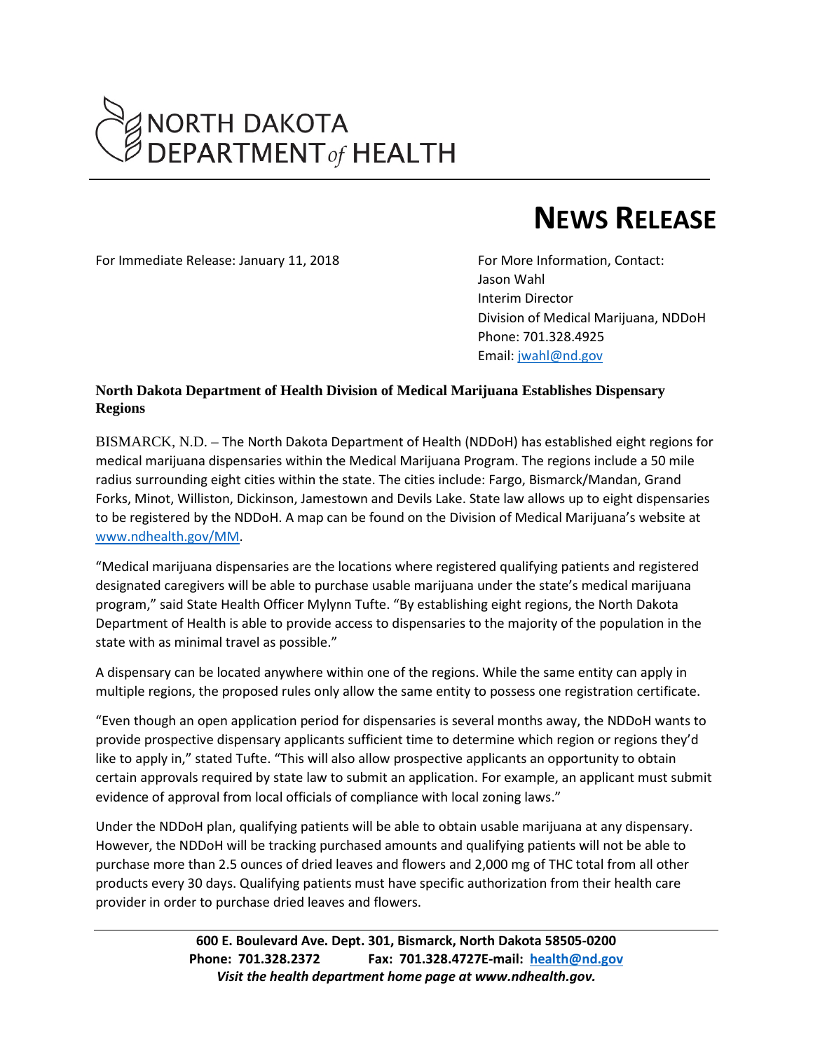# NORTH DAKOTA DEPARTMENT *of* HEALTH

# NEWS RELEASE

For Immediate Release: January 11, 2018

For More Information, Contact:
Jason Wahl
Interim Director
Division of Medical Marijuana, NDDoH
Phone: 701.328.4925
Email: jwahl@nd.gov

**North Dakota Department of Health Division of Medical Marijuana Establishes Dispensary Regions**

BISMARCK, N.D. – The North Dakota Department of Health (NDDoH) has established eight regions for medical marijuana dispensaries within the Medical Marijuana Program. The regions include a 50 mile radius surrounding eight cities within the state. The cities include: Fargo, Bismarck/Mandan, Grand Forks, Minot, Williston, Dickinson, Jamestown and Devils Lake. State law allows up to eight dispensaries to be registered by the NDDoH. A map can be found on the Division of Medical Marijuana's website at www.ndhealth.gov/MM.

"Medical marijuana dispensaries are the locations where registered qualifying patients and registered designated caregivers will be able to purchase usable marijuana under the state's medical marijuana program," said State Health Officer Mylynn Tufte. "By establishing eight regions, the North Dakota Department of Health is able to provide access to dispensaries to the majority of the population in the state with as minimal travel as possible."

A dispensary can be located anywhere within one of the regions. While the same entity can apply in multiple regions, the proposed rules only allow the same entity to possess one registration certificate.

"Even though an open application period for dispensaries is several months away, the NDDoH wants to provide prospective dispensary applicants sufficient time to determine which region or regions they'd like to apply in," stated Tufte. "This will also allow prospective applicants an opportunity to obtain certain approvals required by state law to submit an application. For example, an applicant must submit evidence of approval from local officials of compliance with local zoning laws."

Under the NDDoH plan, qualifying patients will be able to obtain usable marijuana at any dispensary. However, the NDDoH will be tracking purchased amounts and qualifying patients will not be able to purchase more than 2.5 ounces of dried leaves and flowers and 2,000 mg of THC total from all other products every 30 days. Qualifying patients must have specific authorization from their health care provider in order to purchase dried leaves and flowers.

**600 E. Boulevard Ave. Dept. 301, Bismarck, North Dakota 58505-0200**
**Phone: 701.328.2372 Fax: 701.328.4727E-mail: health@nd.gov**
***Visit the health department home page at www.ndhealth.gov.***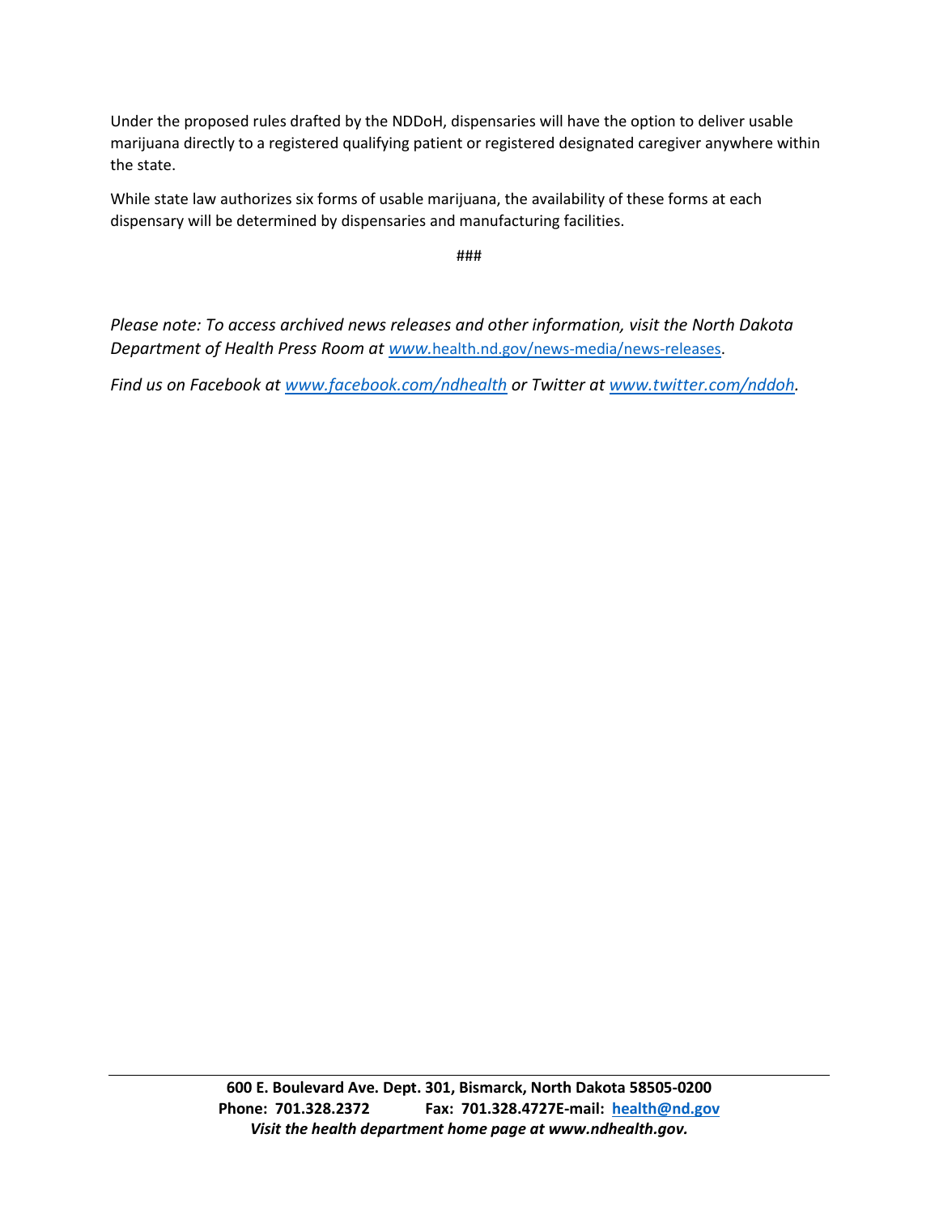Under the proposed rules drafted by the NDDoH, dispensaries will have the option to deliver usable marijuana directly to a registered qualifying patient or registered designated caregiver anywhere within the state.

While state law authorizes six forms of usable marijuana, the availability of these forms at each dispensary will be determined by dispensaries and manufacturing facilities.

###

*Please note: To access archived news releases and other information, visit the North Dakota Department of Health Press Room at www.health.nd.gov/news-media/news-releases.*

*Find us on Facebook at www.facebook.com/ndhealth or Twitter at www.twitter.com/nddoh.*